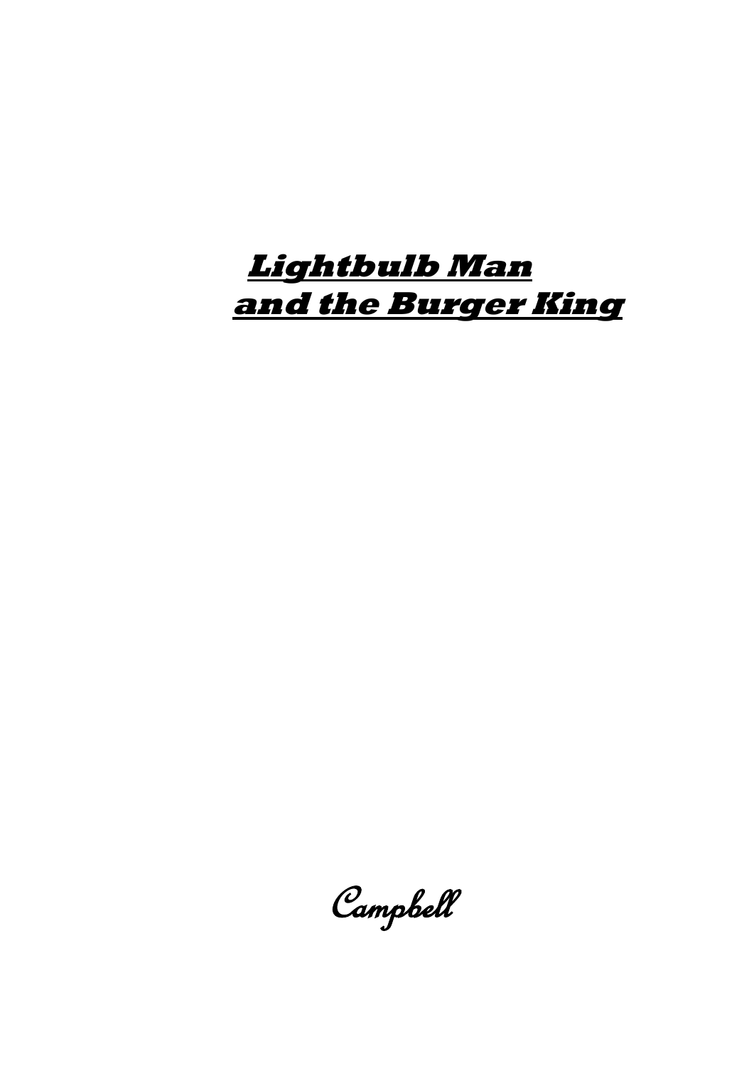# ***Lightbulb Man and the Burger King***

*Campbell*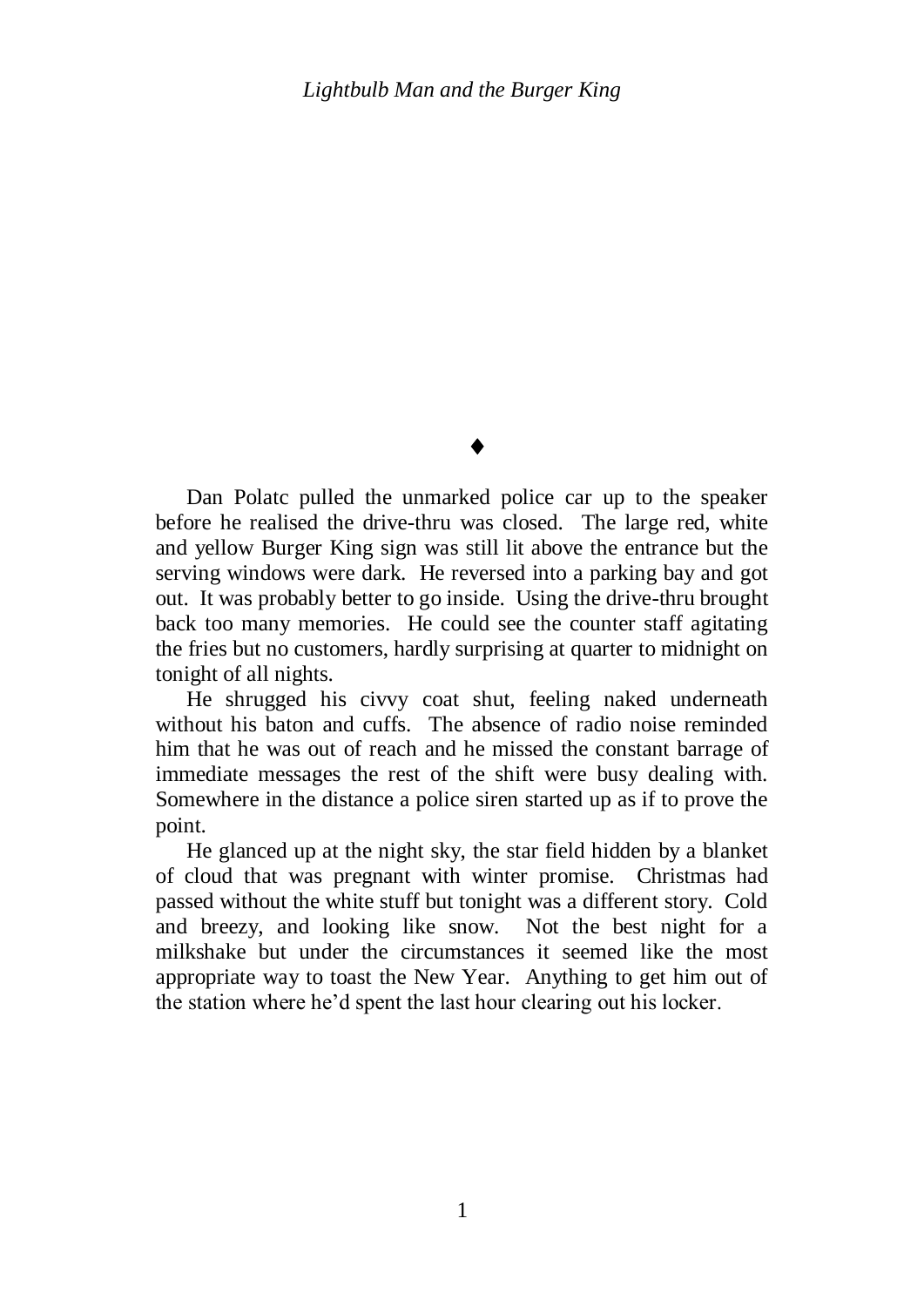♦

Dan Polatc pulled the unmarked police car up to the speaker before he realised the drive-thru was closed. The large red, white and yellow Burger King sign was still lit above the entrance but the serving windows were dark. He reversed into a parking bay and got out. It was probably better to go inside. Using the drive-thru brought back too many memories. He could see the counter staff agitating the fries but no customers, hardly surprising at quarter to midnight on tonight of all nights.

He shrugged his civvy coat shut, feeling naked underneath without his baton and cuffs. The absence of radio noise reminded him that he was out of reach and he missed the constant barrage of immediate messages the rest of the shift were busy dealing with. Somewhere in the distance a police siren started up as if to prove the point.

He glanced up at the night sky, the star field hidden by a blanket of cloud that was pregnant with winter promise. Christmas had passed without the white stuff but tonight was a different story. Cold and breezy, and looking like snow. Not the best night for a milkshake but under the circumstances it seemed like the most appropriate way to toast the New Year. Anything to get him out of the station where he'd spent the last hour clearing out his locker.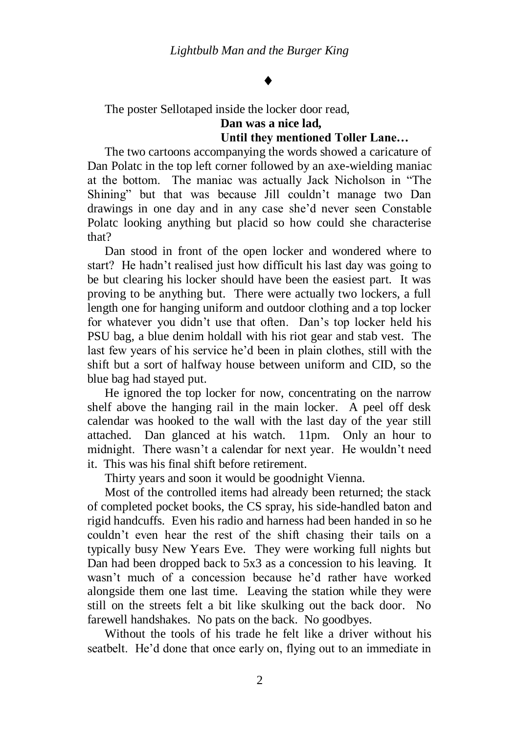♦

The poster Sellotaped inside the locker door read,

**Dan was a nice lad,**
**Until they mentioned Toller Lane…**

The two cartoons accompanying the words showed a caricature of Dan Polatc in the top left corner followed by an axe-wielding maniac at the bottom. The maniac was actually Jack Nicholson in "The Shining" but that was because Jill couldn't manage two Dan drawings in one day and in any case she'd never seen Constable Polatc looking anything but placid so how could she characterise that?

Dan stood in front of the open locker and wondered where to start? He hadn't realised just how difficult his last day was going to be but clearing his locker should have been the easiest part. It was proving to be anything but. There were actually two lockers, a full length one for hanging uniform and outdoor clothing and a top locker for whatever you didn't use that often. Dan's top locker held his PSU bag, a blue denim holdall with his riot gear and stab vest. The last few years of his service he'd been in plain clothes, still with the shift but a sort of halfway house between uniform and CID, so the blue bag had stayed put.

He ignored the top locker for now, concentrating on the narrow shelf above the hanging rail in the main locker. A peel off desk calendar was hooked to the wall with the last day of the year still attached. Dan glanced at his watch. 11pm. Only an hour to midnight. There wasn't a calendar for next year. He wouldn't need it. This was his final shift before retirement.

Thirty years and soon it would be goodnight Vienna.

Most of the controlled items had already been returned; the stack of completed pocket books, the CS spray, his side-handled baton and rigid handcuffs. Even his radio and harness had been handed in so he couldn't even hear the rest of the shift chasing their tails on a typically busy New Years Eve. They were working full nights but Dan had been dropped back to 5x3 as a concession to his leaving. It wasn't much of a concession because he'd rather have worked alongside them one last time. Leaving the station while they were still on the streets felt a bit like skulking out the back door. No farewell handshakes. No pats on the back. No goodbyes.

Without the tools of his trade he felt like a driver without his seatbelt. He'd done that once early on, flying out to an immediate in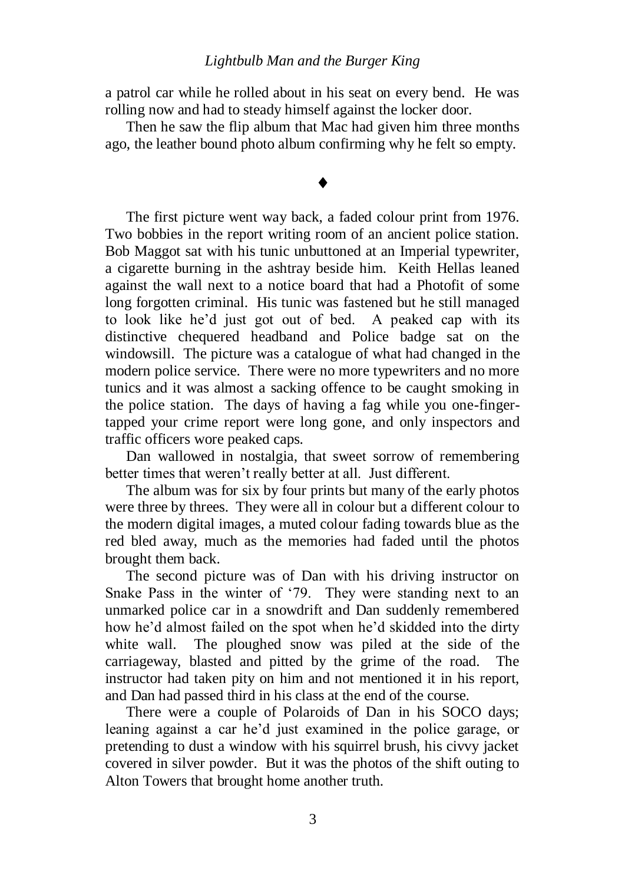a patrol car while he rolled about in his seat on every bend. He was rolling now and had to steady himself against the locker door.

Then he saw the flip album that Mac had given him three months ago, the leather bound photo album confirming why he felt so empty.

♦

The first picture went way back, a faded colour print from 1976. Two bobbies in the report writing room of an ancient police station. Bob Maggot sat with his tunic unbuttoned at an Imperial typewriter, a cigarette burning in the ashtray beside him. Keith Hellas leaned against the wall next to a notice board that had a Photofit of some long forgotten criminal. His tunic was fastened but he still managed to look like he'd just got out of bed. A peaked cap with its distinctive chequered headband and Police badge sat on the windowsill. The picture was a catalogue of what had changed in the modern police service. There were no more typewriters and no more tunics and it was almost a sacking offence to be caught smoking in the police station. The days of having a fag while you one-finger-tapped your crime report were long gone, and only inspectors and traffic officers wore peaked caps.

Dan wallowed in nostalgia, that sweet sorrow of remembering better times that weren't really better at all. Just different.

The album was for six by four prints but many of the early photos were three by threes. They were all in colour but a different colour to the modern digital images, a muted colour fading towards blue as the red bled away, much as the memories had faded until the photos brought them back.

The second picture was of Dan with his driving instructor on Snake Pass in the winter of '79. They were standing next to an unmarked police car in a snowdrift and Dan suddenly remembered how he'd almost failed on the spot when he'd skidded into the dirty white wall. The ploughed snow was piled at the side of the carriageway, blasted and pitted by the grime of the road. The instructor had taken pity on him and not mentioned it in his report, and Dan had passed third in his class at the end of the course.

There were a couple of Polaroids of Dan in his SOCO days; leaning against a car he'd just examined in the police garage, or pretending to dust a window with his squirrel brush, his civvy jacket covered in silver powder. But it was the photos of the shift outing to Alton Towers that brought home another truth.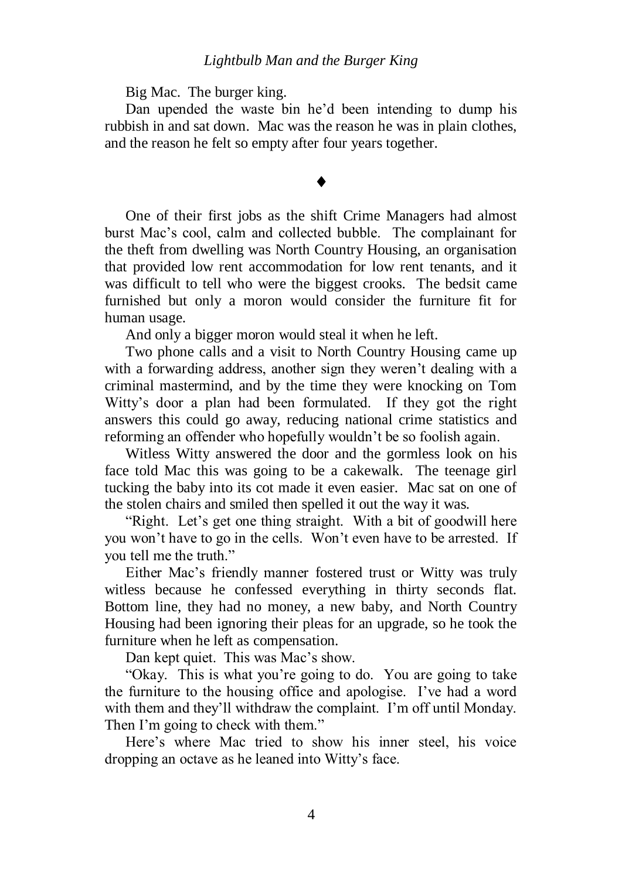Big Mac. The burger king.

Dan upended the waste bin he'd been intending to dump his rubbish in and sat down. Mac was the reason he was in plain clothes, and the reason he felt so empty after four years together.

♦

One of their first jobs as the shift Crime Managers had almost burst Mac's cool, calm and collected bubble. The complainant for the theft from dwelling was North Country Housing, an organisation that provided low rent accommodation for low rent tenants, and it was difficult to tell who were the biggest crooks. The bedsit came furnished but only a moron would consider the furniture fit for human usage.

And only a bigger moron would steal it when he left.

Two phone calls and a visit to North Country Housing came up with a forwarding address, another sign they weren't dealing with a criminal mastermind, and by the time they were knocking on Tom Witty's door a plan had been formulated. If they got the right answers this could go away, reducing national crime statistics and reforming an offender who hopefully wouldn't be so foolish again.

Witless Witty answered the door and the gormless look on his face told Mac this was going to be a cakewalk. The teenage girl tucking the baby into its cot made it even easier. Mac sat on one of the stolen chairs and smiled then spelled it out the way it was.

"Right. Let's get one thing straight. With a bit of goodwill here you won't have to go in the cells. Won't even have to be arrested. If you tell me the truth."

Either Mac's friendly manner fostered trust or Witty was truly witless because he confessed everything in thirty seconds flat. Bottom line, they had no money, a new baby, and North Country Housing had been ignoring their pleas for an upgrade, so he took the furniture when he left as compensation.

Dan kept quiet. This was Mac's show.

"Okay. This is what you're going to do. You are going to take the furniture to the housing office and apologise. I've had a word with them and they'll withdraw the complaint. I'm off until Monday. Then I'm going to check with them."

Here's where Mac tried to show his inner steel, his voice dropping an octave as he leaned into Witty's face.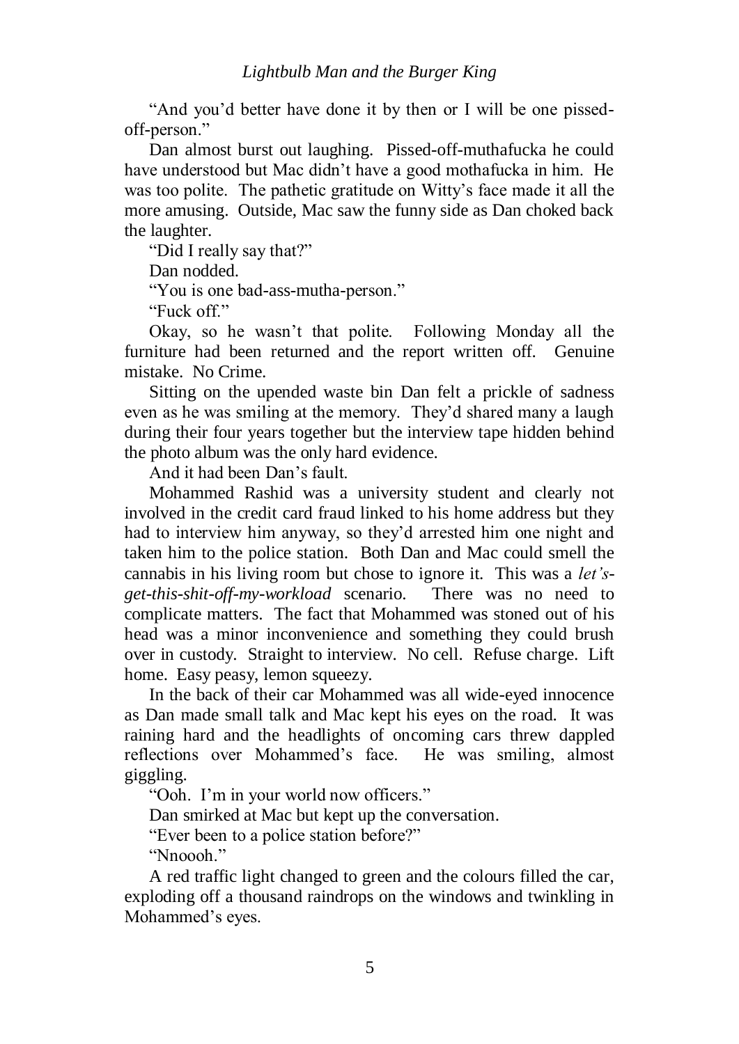"And you'd better have done it by then or I will be one pissed-off-person."

Dan almost burst out laughing. Pissed-off-muthafucka he could have understood but Mac didn't have a good mothafucka in him. He was too polite. The pathetic gratitude on Witty's face made it all the more amusing. Outside, Mac saw the funny side as Dan choked back the laughter.

"Did I really say that?"

Dan nodded.

"You is one bad-ass-mutha-person."

"Fuck off."

Okay, so he wasn't that polite. Following Monday all the furniture had been returned and the report written off. Genuine mistake. No Crime.

Sitting on the upended waste bin Dan felt a prickle of sadness even as he was smiling at the memory. They'd shared many a laugh during their four years together but the interview tape hidden behind the photo album was the only hard evidence.

And it had been Dan's fault.

Mohammed Rashid was a university student and clearly not involved in the credit card fraud linked to his home address but they had to interview him anyway, so they'd arrested him one night and taken him to the police station. Both Dan and Mac could smell the cannabis in his living room but chose to ignore it. This was a *let's-get-this-shit-off-my-workload* scenario. There was no need to complicate matters. The fact that Mohammed was stoned out of his head was a minor inconvenience and something they could brush over in custody. Straight to interview. No cell. Refuse charge. Lift home. Easy peasy, lemon squeezy.

In the back of their car Mohammed was all wide-eyed innocence as Dan made small talk and Mac kept his eyes on the road. It was raining hard and the headlights of oncoming cars threw dappled reflections over Mohammed's face. He was smiling, almost giggling.

"Ooh. I'm in your world now officers."

Dan smirked at Mac but kept up the conversation.

"Ever been to a police station before?"

"Nnoooh."

A red traffic light changed to green and the colours filled the car, exploding off a thousand raindrops on the windows and twinkling in Mohammed's eyes.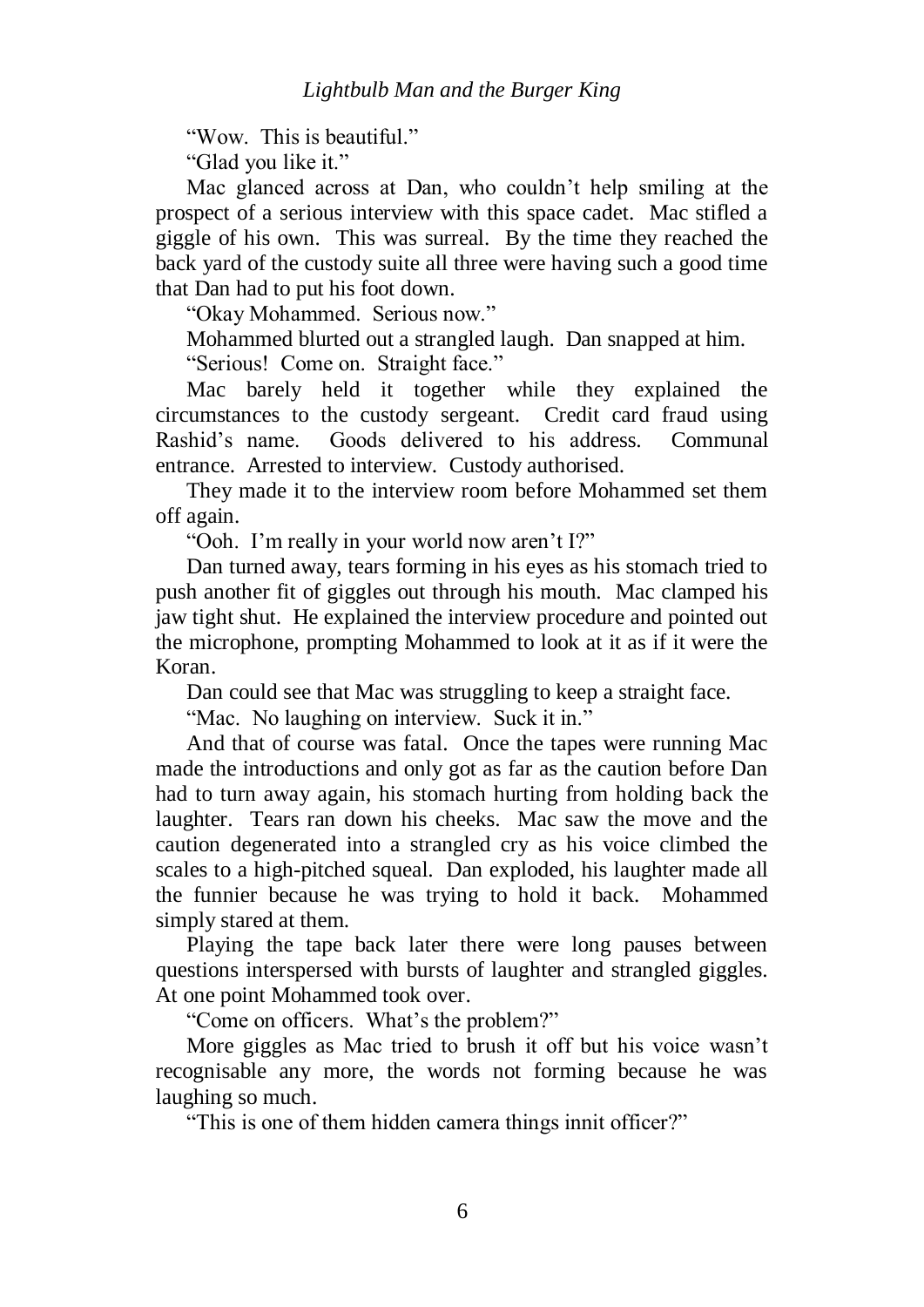"Wow. This is beautiful."

"Glad you like it."

Mac glanced across at Dan, who couldn't help smiling at the prospect of a serious interview with this space cadet. Mac stifled a giggle of his own. This was surreal. By the time they reached the back yard of the custody suite all three were having such a good time that Dan had to put his foot down.

"Okay Mohammed. Serious now."

Mohammed blurted out a strangled laugh. Dan snapped at him.

"Serious! Come on. Straight face."

Mac barely held it together while they explained the circumstances to the custody sergeant. Credit card fraud using Rashid's name. Goods delivered to his address. Communal entrance. Arrested to interview. Custody authorised.

They made it to the interview room before Mohammed set them off again.

"Ooh. I'm really in your world now aren't I?"

Dan turned away, tears forming in his eyes as his stomach tried to push another fit of giggles out through his mouth. Mac clamped his jaw tight shut. He explained the interview procedure and pointed out the microphone, prompting Mohammed to look at it as if it were the Koran.

Dan could see that Mac was struggling to keep a straight face.

"Mac. No laughing on interview. Suck it in."

And that of course was fatal. Once the tapes were running Mac made the introductions and only got as far as the caution before Dan had to turn away again, his stomach hurting from holding back the laughter. Tears ran down his cheeks. Mac saw the move and the caution degenerated into a strangled cry as his voice climbed the scales to a high-pitched squeal. Dan exploded, his laughter made all the funnier because he was trying to hold it back. Mohammed simply stared at them.

Playing the tape back later there were long pauses between questions interspersed with bursts of laughter and strangled giggles. At one point Mohammed took over.

"Come on officers. What's the problem?"

More giggles as Mac tried to brush it off but his voice wasn't recognisable any more, the words not forming because he was laughing so much.

"This is one of them hidden camera things innit officer?"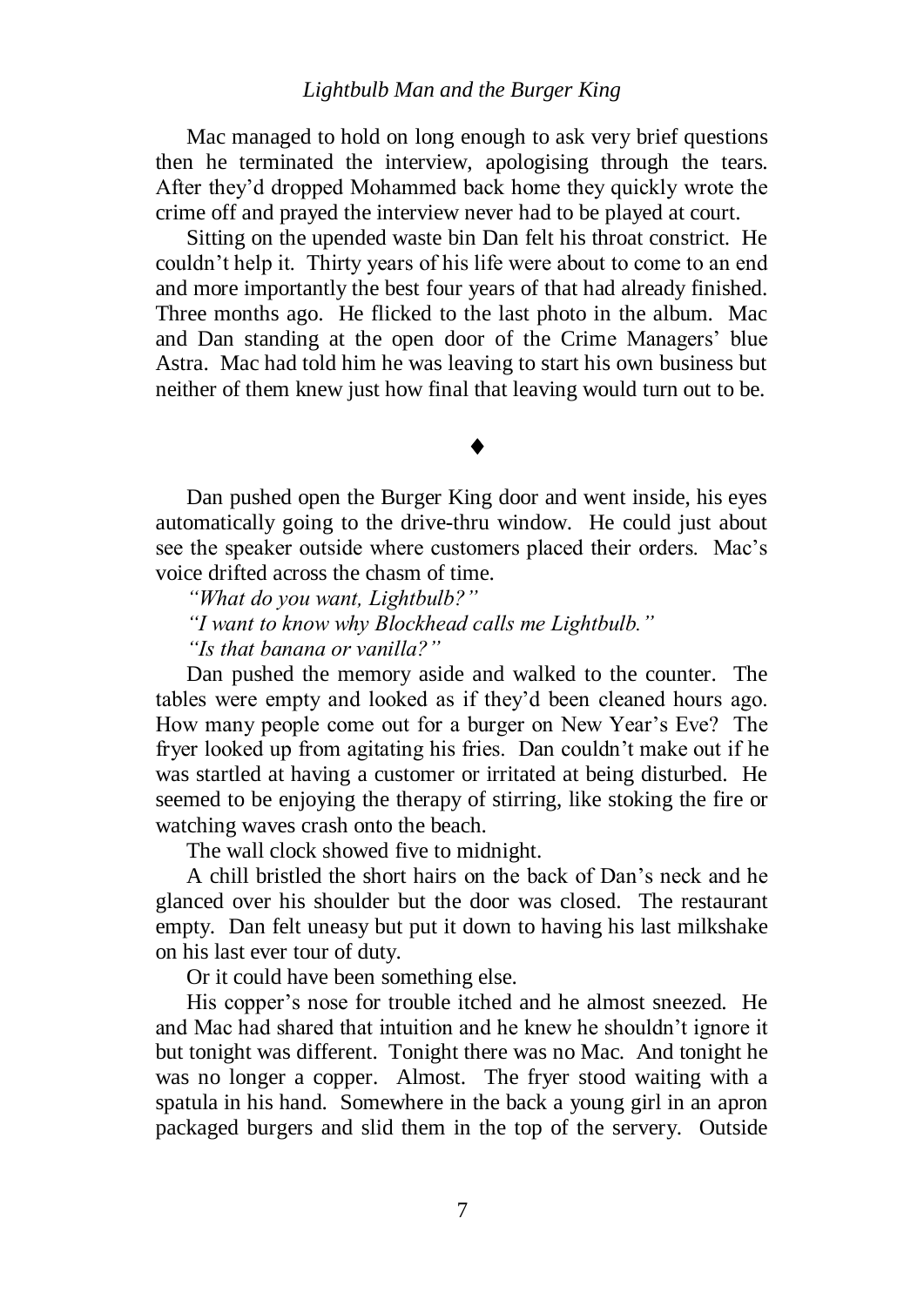Mac managed to hold on long enough to ask very brief questions then he terminated the interview, apologising through the tears. After they'd dropped Mohammed back home they quickly wrote the crime off and prayed the interview never had to be played at court.

Sitting on the upended waste bin Dan felt his throat constrict. He couldn't help it. Thirty years of his life were about to come to an end and more importantly the best four years of that had already finished. Three months ago. He flicked to the last photo in the album. Mac and Dan standing at the open door of the Crime Managers' blue Astra. Mac had told him he was leaving to start his own business but neither of them knew just how final that leaving would turn out to be.

♦

Dan pushed open the Burger King door and went inside, his eyes automatically going to the drive-thru window. He could just about see the speaker outside where customers placed their orders. Mac's voice drifted across the chasm of time.

*"What do you want, Lightbulb?"*

*"I want to know why Blockhead calls me Lightbulb."*

*"Is that banana or vanilla?"*

Dan pushed the memory aside and walked to the counter. The tables were empty and looked as if they'd been cleaned hours ago. How many people come out for a burger on New Year's Eve? The fryer looked up from agitating his fries. Dan couldn't make out if he was startled at having a customer or irritated at being disturbed. He seemed to be enjoying the therapy of stirring, like stoking the fire or watching waves crash onto the beach.

The wall clock showed five to midnight.

A chill bristled the short hairs on the back of Dan's neck and he glanced over his shoulder but the door was closed. The restaurant empty. Dan felt uneasy but put it down to having his last milkshake on his last ever tour of duty.

Or it could have been something else.

His copper's nose for trouble itched and he almost sneezed. He and Mac had shared that intuition and he knew he shouldn't ignore it but tonight was different. Tonight there was no Mac. And tonight he was no longer a copper. Almost. The fryer stood waiting with a spatula in his hand. Somewhere in the back a young girl in an apron packaged burgers and slid them in the top of the servery. Outside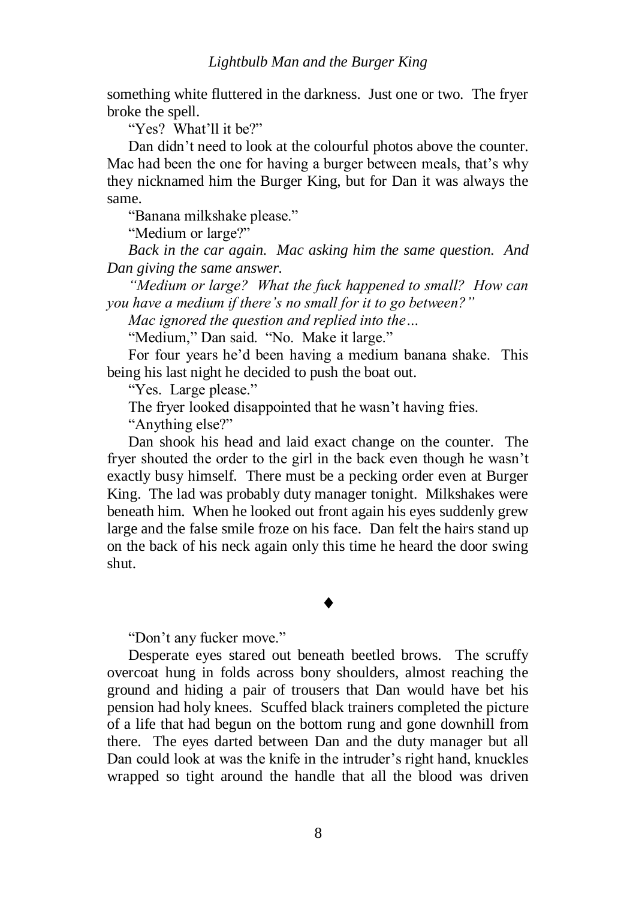something white fluttered in the darkness. Just one or two. The fryer broke the spell.

"Yes? What'll it be?"

Dan didn't need to look at the colourful photos above the counter. Mac had been the one for having a burger between meals, that's why they nicknamed him the Burger King, but for Dan it was always the same.

"Banana milkshake please."

"Medium or large?"

*Back in the car again. Mac asking him the same question. And Dan giving the same answer.*

*"Medium or large? What the fuck happened to small? How can you have a medium if there's no small for it to go between?"*

*Mac ignored the question and replied into the…*

"Medium," Dan said. "No. Make it large."

For four years he'd been having a medium banana shake. This being his last night he decided to push the boat out.

"Yes. Large please."

The fryer looked disappointed that he wasn't having fries.

"Anything else?"

Dan shook his head and laid exact change on the counter. The fryer shouted the order to the girl in the back even though he wasn't exactly busy himself. There must be a pecking order even at Burger King. The lad was probably duty manager tonight. Milkshakes were beneath him. When he looked out front again his eyes suddenly grew large and the false smile froze on his face. Dan felt the hairs stand up on the back of his neck again only this time he heard the door swing shut.

♦

"Don't any fucker move."

Desperate eyes stared out beneath beetled brows. The scruffy overcoat hung in folds across bony shoulders, almost reaching the ground and hiding a pair of trousers that Dan would have bet his pension had holy knees. Scuffed black trainers completed the picture of a life that had begun on the bottom rung and gone downhill from there. The eyes darted between Dan and the duty manager but all Dan could look at was the knife in the intruder's right hand, knuckles wrapped so tight around the handle that all the blood was driven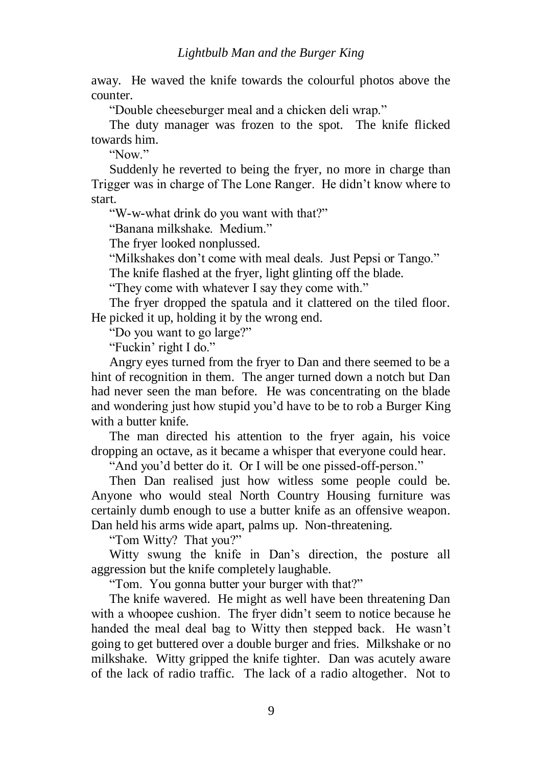away. He waved the knife towards the colourful photos above the counter.

"Double cheeseburger meal and a chicken deli wrap."

The duty manager was frozen to the spot. The knife flicked towards him.

"Now."

Suddenly he reverted to being the fryer, no more in charge than Trigger was in charge of The Lone Ranger. He didn't know where to start.

"W-w-what drink do you want with that?"

"Banana milkshake. Medium."

The fryer looked nonplussed.

"Milkshakes don't come with meal deals. Just Pepsi or Tango."

The knife flashed at the fryer, light glinting off the blade.

"They come with whatever I say they come with."

The fryer dropped the spatula and it clattered on the tiled floor. He picked it up, holding it by the wrong end.

"Do you want to go large?"

"Fuckin' right I do."

Angry eyes turned from the fryer to Dan and there seemed to be a hint of recognition in them. The anger turned down a notch but Dan had never seen the man before. He was concentrating on the blade and wondering just how stupid you'd have to be to rob a Burger King with a butter knife.

The man directed his attention to the fryer again, his voice dropping an octave, as it became a whisper that everyone could hear.

"And you'd better do it. Or I will be one pissed-off-person."

Then Dan realised just how witless some people could be. Anyone who would steal North Country Housing furniture was certainly dumb enough to use a butter knife as an offensive weapon. Dan held his arms wide apart, palms up. Non-threatening.

"Tom Witty? That you?"

Witty swung the knife in Dan's direction, the posture all aggression but the knife completely laughable.

"Tom. You gonna butter your burger with that?"

The knife wavered. He might as well have been threatening Dan with a whoopee cushion. The fryer didn't seem to notice because he handed the meal deal bag to Witty then stepped back. He wasn't going to get buttered over a double burger and fries. Milkshake or no milkshake. Witty gripped the knife tighter. Dan was acutely aware of the lack of radio traffic. The lack of a radio altogether. Not to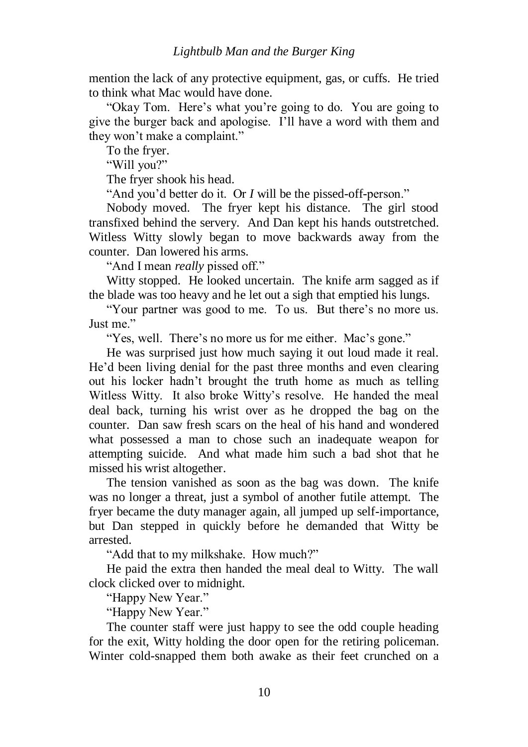mention the lack of any protective equipment, gas, or cuffs. He tried to think what Mac would have done.

"Okay Tom. Here's what you're going to do. You are going to give the burger back and apologise. I'll have a word with them and they won't make a complaint."

To the fryer.

"Will you?"

The fryer shook his head.

"And you'd better do it. Or *I* will be the pissed-off-person."

Nobody moved. The fryer kept his distance. The girl stood transfixed behind the servery. And Dan kept his hands outstretched. Witless Witty slowly began to move backwards away from the counter. Dan lowered his arms.

"And I mean *really* pissed off."

Witty stopped. He looked uncertain. The knife arm sagged as if the blade was too heavy and he let out a sigh that emptied his lungs.

"Your partner was good to me. To us. But there's no more us. Just me."

"Yes, well. There's no more us for me either. Mac's gone."

He was surprised just how much saying it out loud made it real. He'd been living denial for the past three months and even clearing out his locker hadn't brought the truth home as much as telling Witless Witty. It also broke Witty's resolve. He handed the meal deal back, turning his wrist over as he dropped the bag on the counter. Dan saw fresh scars on the heal of his hand and wondered what possessed a man to chose such an inadequate weapon for attempting suicide. And what made him such a bad shot that he missed his wrist altogether.

The tension vanished as soon as the bag was down. The knife was no longer a threat, just a symbol of another futile attempt. The fryer became the duty manager again, all jumped up self-importance, but Dan stepped in quickly before he demanded that Witty be arrested.

"Add that to my milkshake. How much?"

He paid the extra then handed the meal deal to Witty. The wall clock clicked over to midnight.

"Happy New Year."

"Happy New Year."

The counter staff were just happy to see the odd couple heading for the exit, Witty holding the door open for the retiring policeman. Winter cold-snapped them both awake as their feet crunched on a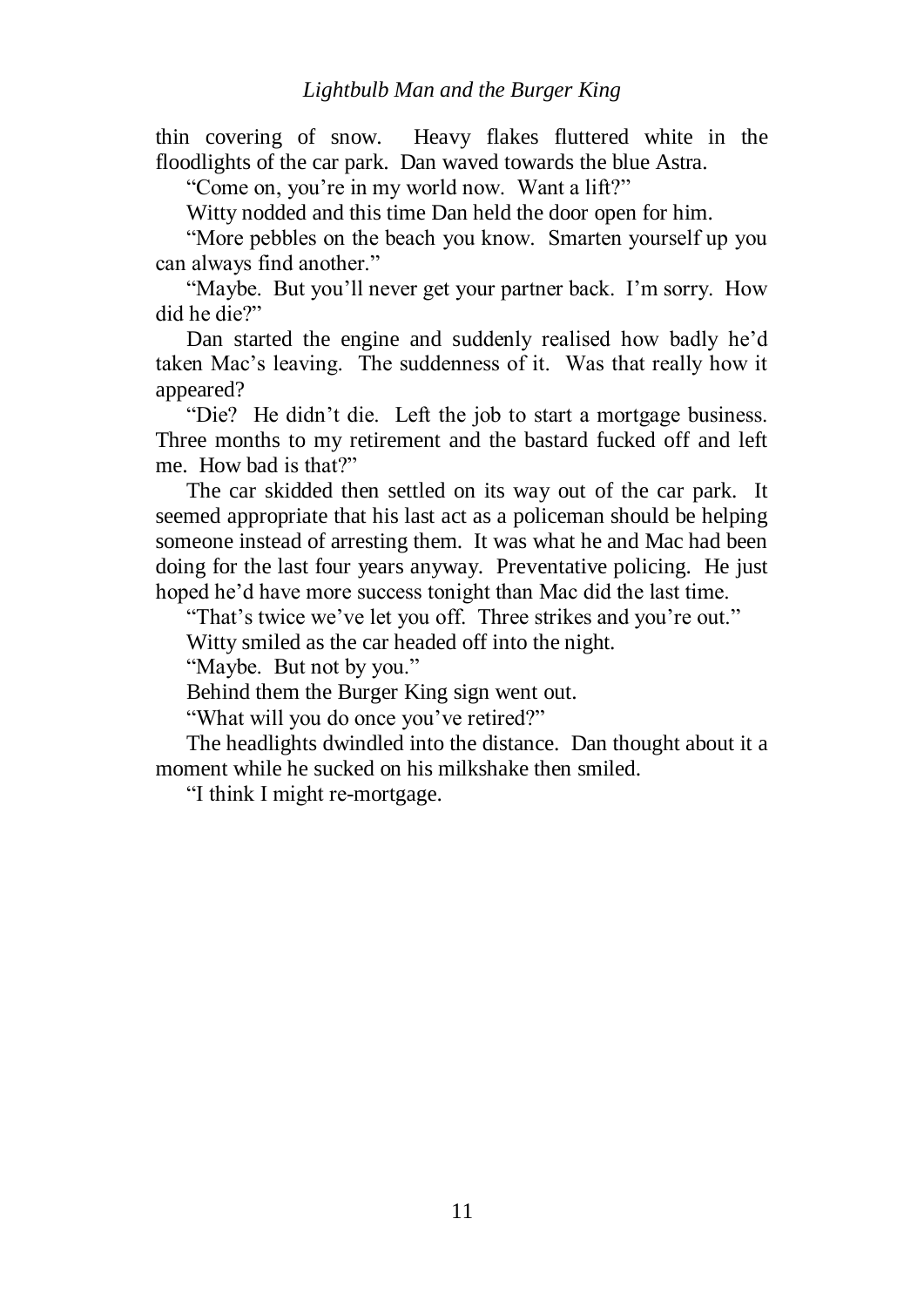thin covering of snow.  Heavy flakes fluttered white in the floodlights of the car park.  Dan waved towards the blue Astra.

"Come on, you're in my world now.  Want a lift?"

Witty nodded and this time Dan held the door open for him.

"More pebbles on the beach you know.  Smarten yourself up you can always find another."

"Maybe.  But you'll never get your partner back.  I'm sorry.  How did he die?"

Dan started the engine and suddenly realised how badly he'd taken Mac's leaving.  The suddenness of it.  Was that really how it appeared?

"Die?  He didn't die.  Left the job to start a mortgage business.  Three months to my retirement and the bastard fucked off and left me.  How bad is that?"

The car skidded then settled on its way out of the car park.  It seemed appropriate that his last act as a policeman should be helping someone instead of arresting them.  It was what he and Mac had been doing for the last four years anyway.  Preventative policing.  He just hoped he'd have more success tonight than Mac did the last time.

"That's twice we've let you off.  Three strikes and you're out."

Witty smiled as the car headed off into the night.

"Maybe.  But not by you."

Behind them the Burger King sign went out.

"What will you do once you've retired?"

The headlights dwindled into the distance.  Dan thought about it a moment while he sucked on his milkshake then smiled.

"I think I might re-mortgage.